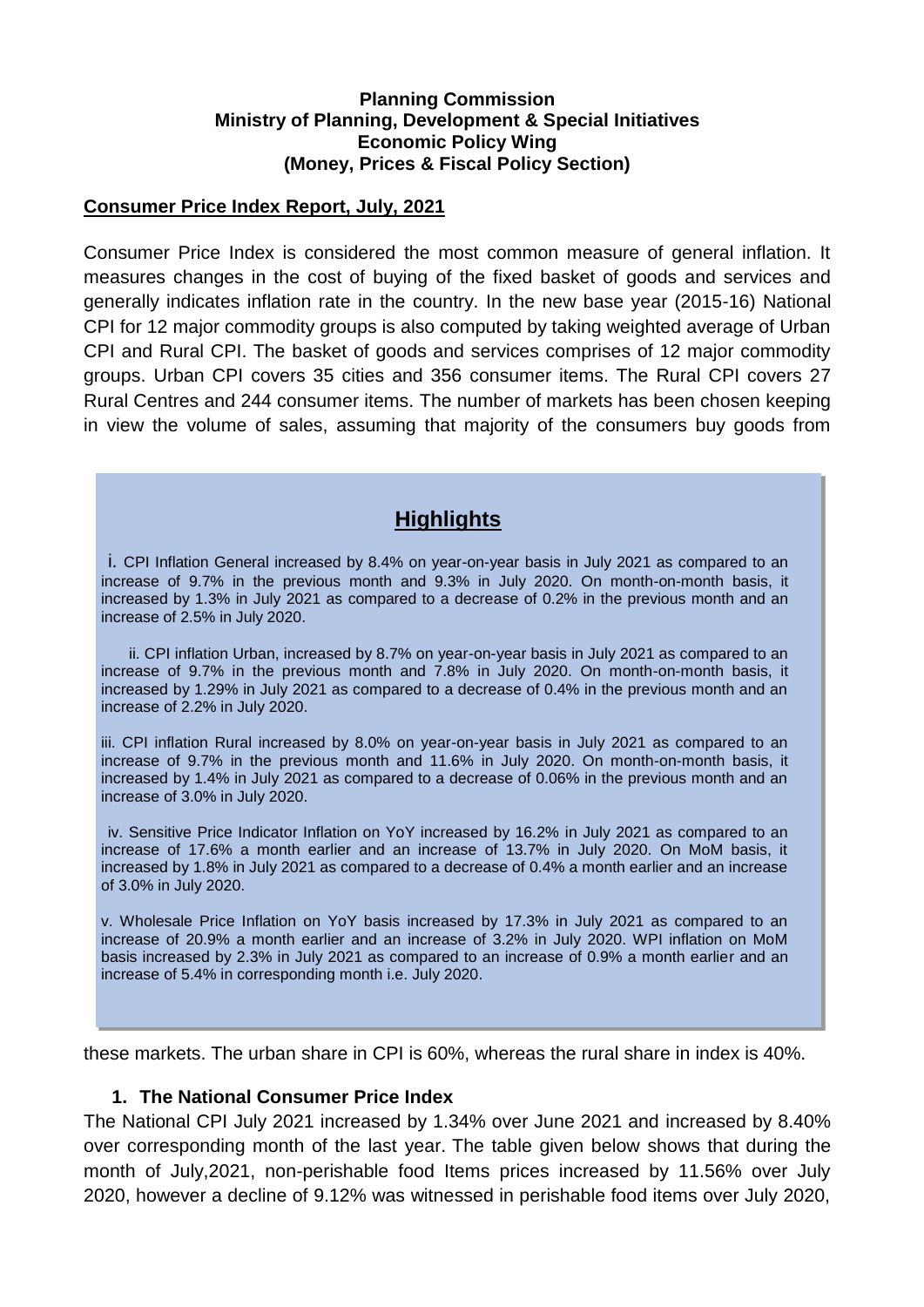**Planning Commission**
**Ministry of Planning, Development & Special Initiatives**
**Economic Policy Wing**
**(Money, Prices & Fiscal Policy Section)**

**Consumer Price Index Report, July, 2021**

Consumer Price Index is considered the most common measure of general inflation. It measures changes in the cost of buying of the fixed basket of goods and services and generally indicates inflation rate in the country. In the new base year (2015-16) National CPI for 12 major commodity groups is also computed by taking weighted average of Urban CPI and Rural CPI. The basket of goods and services comprises of 12 major commodity groups. Urban CPI covers 35 cities and 356 consumer items. The Rural CPI covers 27 Rural Centres and 244 consumer items. The number of markets has been chosen keeping in view the volume of sales, assuming that majority of the consumers buy goods from these markets. The urban share in CPI is 60%, whereas the rural share in index is 40%.

## Highlights

i. CPI Inflation General increased by 8.4% on year-on-year basis in July 2021 as compared to an increase of 9.7% in the previous month and 9.3% in July 2020. On month-on-month basis, it increased by 1.3% in July 2021 as compared to a decrease of 0.2% in the previous month and an increase of 2.5% in July 2020.

ii. CPI inflation Urban, increased by 8.7% on year-on-year basis in July 2021 as compared to an increase of 9.7% in the previous month and 7.8% in July 2020. On month-on-month basis, it increased by 1.29% in July 2021 as compared to a decrease of 0.4% in the previous month and an increase of 2.2% in July 2020.

iii. CPI inflation Rural increased by 8.0% on year-on-year basis in July 2021 as compared to an increase of 9.7% in the previous month and 11.6% in July 2020. On month-on-month basis, it increased by 1.4% in July 2021 as compared to a decrease of 0.06% in the previous month and an increase of 3.0% in July 2020.

iv. Sensitive Price Indicator Inflation on YoY increased by 16.2% in July 2021 as compared to an increase of 17.6% a month earlier and an increase of 13.7% in July 2020. On MoM basis, it increased by 1.8% in July 2021 as compared to a decrease of 0.4% a month earlier and an increase of 3.0% in July 2020.

v. Wholesale Price Inflation on YoY basis increased by 17.3% in July 2021 as compared to an increase of 20.9% a month earlier and an increase of 3.2% in July 2020. WPI inflation on MoM basis increased by 2.3% in July 2021 as compared to an increase of 0.9% a month earlier and an increase of 5.4% in corresponding month i.e. July 2020.

### 1. The National Consumer Price Index

The National CPI July 2021 increased by 1.34% over June 2021 and increased by 8.40% over corresponding month of the last year. The table given below shows that during the month of July,2021, non-perishable food Items prices increased by 11.56% over July 2020, however a decline of 9.12% was witnessed in perishable food items over July 2020,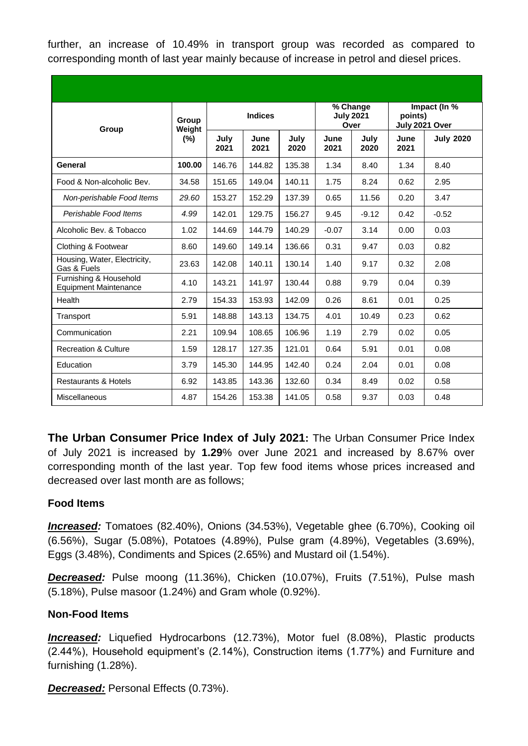further, an increase of 10.49% in transport group was recorded as compared to corresponding month of last year mainly because of increase in petrol and diesel prices.

| Group | Group Weight (%) | Indices | | | % Change July 2021 Over | | Impact (In % points) July 2021 Over | |
|---|---|---|---|---|---|---|---|---|
| | | July 2021 | June 2021 | July 2020 | June 2021 | July 2020 | June 2021 | July 2020 |
| **General** | **100.00** | 146.76 | 144.82 | 135.38 | 1.34 | 8.40 | 1.34 | 8.40 |
| Food & Non-alcoholic Bev. | 34.58 | 151.65 | 149.04 | 140.11 | 1.75 | 8.24 | 0.62 | 2.95 |
| *Non-perishable Food Items* | *29.60* | 153.27 | 152.29 | 137.39 | 0.65 | 11.56 | 0.20 | 3.47 |
| *Perishable Food Items* | *4.99* | 142.01 | 129.75 | 156.27 | 9.45 | -9.12 | 0.42 | -0.52 |
| Alcoholic Bev. & Tobacco | 1.02 | 144.69 | 144.79 | 140.29 | -0.07 | 3.14 | 0.00 | 0.03 |
| Clothing & Footwear | 8.60 | 149.60 | 149.14 | 136.66 | 0.31 | 9.47 | 0.03 | 0.82 |
| Housing, Water, Electricity, Gas & Fuels | 23.63 | 142.08 | 140.11 | 130.14 | 1.40 | 9.17 | 0.32 | 2.08 |
| Furnishing & Household Equipment Maintenance | 4.10 | 143.21 | 141.97 | 130.44 | 0.88 | 9.79 | 0.04 | 0.39 |
| Health | 2.79 | 154.33 | 153.93 | 142.09 | 0.26 | 8.61 | 0.01 | 0.25 |
| Transport | 5.91 | 148.88 | 143.13 | 134.75 | 4.01 | 10.49 | 0.23 | 0.62 |
| Communication | 2.21 | 109.94 | 108.65 | 106.96 | 1.19 | 2.79 | 0.02 | 0.05 |
| Recreation & Culture | 1.59 | 128.17 | 127.35 | 121.01 | 0.64 | 5.91 | 0.01 | 0.08 |
| Education | 3.79 | 145.30 | 144.95 | 142.40 | 0.24 | 2.04 | 0.01 | 0.08 |
| Restaurants & Hotels | 6.92 | 143.85 | 143.36 | 132.60 | 0.34 | 8.49 | 0.02 | 0.58 |
| Miscellaneous | 4.87 | 154.26 | 153.38 | 141.05 | 0.58 | 9.37 | 0.03 | 0.48 |

**The Urban Consumer Price Index of July 2021:** The Urban Consumer Price Index of July 2021 is increased by **1.29**% over June 2021 and increased by 8.67% over corresponding month of the last year. Top few food items whose prices increased and decreased over last month are as follows;

### Food Items

***Increased:*** Tomatoes (82.40%), Onions (34.53%), Vegetable ghee (6.70%), Cooking oil (6.56%), Sugar (5.08%), Potatoes (4.89%), Pulse gram (4.89%), Vegetables (3.69%), Eggs (3.48%), Condiments and Spices (2.65%) and Mustard oil (1.54%).

***Decreased:*** Pulse moong (11.36%), Chicken (10.07%), Fruits (7.51%), Pulse mash (5.18%), Pulse masoor (1.24%) and Gram whole (0.92%).

### Non-Food Items

***Increased:*** Liquefied Hydrocarbons (12.73%), Motor fuel (8.08%), Plastic products (2.44%), Household equipment's (2.14%), Construction items (1.77%) and Furniture and furnishing (1.28%).

***Decreased:*** Personal Effects (0.73%).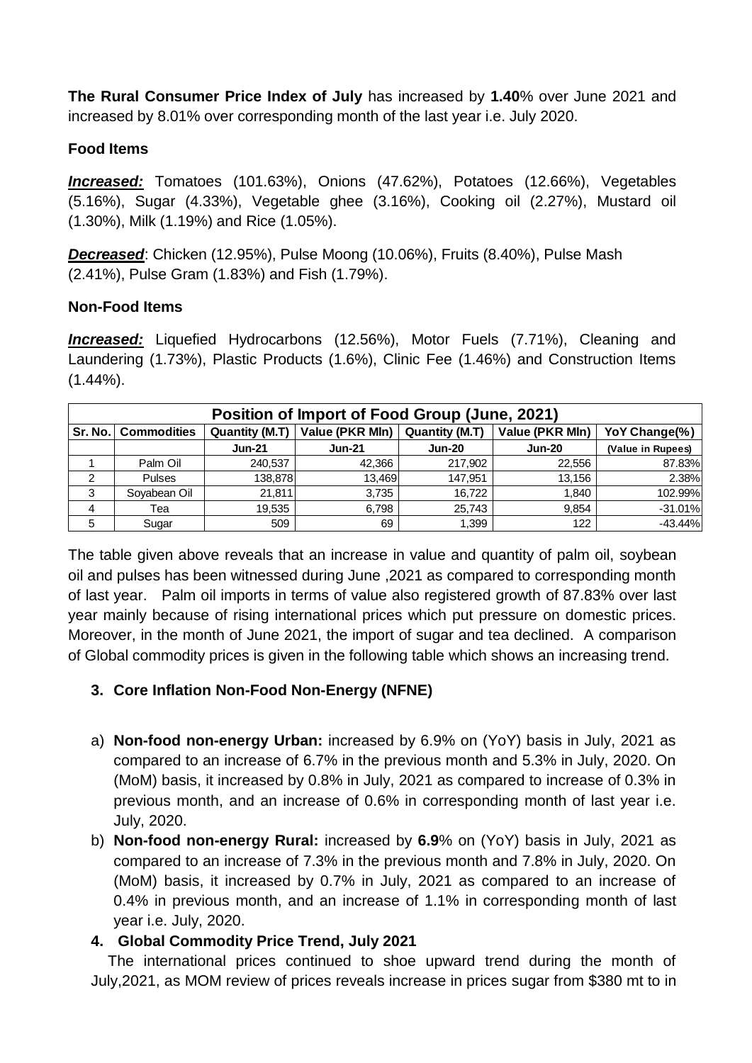**The Rural Consumer Price Index of July** has increased by **1.40**% over June 2021 and increased by 8.01% over corresponding month of the last year i.e. July 2020.

**Food Items**

***Increased:*** Tomatoes (101.63%), Onions (47.62%), Potatoes (12.66%), Vegetables (5.16%), Sugar (4.33%), Vegetable ghee (3.16%), Cooking oil (2.27%), Mustard oil (1.30%), Milk (1.19%) and Rice (1.05%).

***Decreased***: Chicken (12.95%), Pulse Moong (10.06%), Fruits (8.40%), Pulse Mash (2.41%), Pulse Gram (1.83%) and Fish (1.79%).

**Non-Food Items**

***Increased:*** Liquefied Hydrocarbons (12.56%), Motor Fuels (7.71%), Cleaning and Laundering (1.73%), Plastic Products (1.6%), Clinic Fee (1.46%) and Construction Items (1.44%).

**Position of Import of Food Group (June, 2021)**

| Sr. No. | Commodities | Quantity (M.T) | Value (PKR Mln) | Quantity (M.T) | Value (PKR Mln) | YoY Change(%) |
|---|---|---|---|---|---|---|
| | | Jun-21 | Jun-21 | Jun-20 | Jun-20 | (Value in Rupees) |
| 1 | Palm Oil | 240,537 | 42,366 | 217,902 | 22,556 | 87.83% |
| 2 | Pulses | 138,878 | 13,469 | 147,951 | 13,156 | 2.38% |
| 3 | Soyabean Oil | 21,811 | 3,735 | 16,722 | 1,840 | 102.99% |
| 4 | Tea | 19,535 | 6,798 | 25,743 | 9,854 | -31.01% |
| 5 | Sugar | 509 | 69 | 1,399 | 122 | -43.44% |

The table given above reveals that an increase in value and quantity of palm oil, soybean oil and pulses has been witnessed during June ,2021 as compared to corresponding month of last year. Palm oil imports in terms of value also registered growth of 87.83% over last year mainly because of rising international prices which put pressure on domestic prices. Moreover, in the month of June 2021, the import of sugar and tea declined. A comparison of Global commodity prices is given in the following table which shows an increasing trend.

### 3. Core Inflation Non-Food Non-Energy (NFNE)

a) **Non-food non-energy Urban:** increased by 6.9% on (YoY) basis in July, 2021 as compared to an increase of 6.7% in the previous month and 5.3% in July, 2020. On (MoM) basis, it increased by 0.8% in July, 2021 as compared to increase of 0.3% in previous month, and an increase of 0.6% in corresponding month of last year i.e. July, 2020.

b) **Non-food non-energy Rural:** increased by **6.9**% on (YoY) basis in July, 2021 as compared to an increase of 7.3% in the previous month and 7.8% in July, 2020. On (MoM) basis, it increased by 0.7% in July, 2021 as compared to an increase of 0.4% in previous month, and an increase of 1.1% in corresponding month of last year i.e. July, 2020.

### 4. Global Commodity Price Trend, July 2021

The international prices continued to shoe upward trend during the month of July,2021, as MOM review of prices reveals increase in prices sugar from $380 mt to in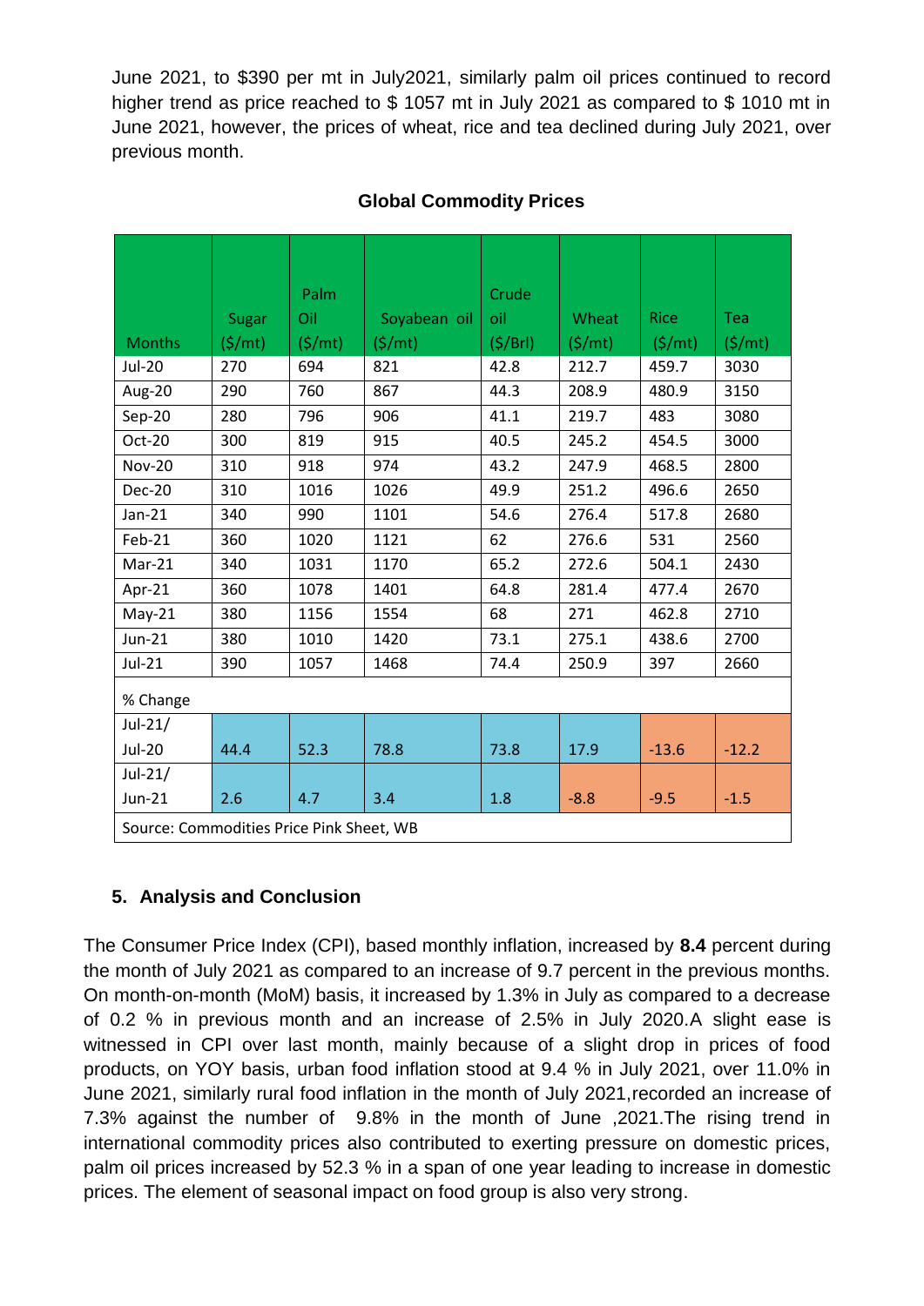June 2021, to $390 per mt in July2021, similarly palm oil prices continued to record higher trend as price reached to $ 1057 mt in July 2021 as compared to $ 1010 mt in June 2021, however, the prices of wheat, rice and tea declined during July 2021, over previous month.

**Global Commodity Prices**

| Months | Sugar ($/mt) | Palm Oil ($/mt) | Soyabean oil ($/mt) | Crude oil ($/Brl) | Wheat ($/mt) | Rice ($/mt) | Tea ($/mt) |
|---|---|---|---|---|---|---|---|
| Jul-20 | 270 | 694 | 821 | 42.8 | 212.7 | 459.7 | 3030 |
| Aug-20 | 290 | 760 | 867 | 44.3 | 208.9 | 480.9 | 3150 |
| Sep-20 | 280 | 796 | 906 | 41.1 | 219.7 | 483 | 3080 |
| Oct-20 | 300 | 819 | 915 | 40.5 | 245.2 | 454.5 | 3000 |
| Nov-20 | 310 | 918 | 974 | 43.2 | 247.9 | 468.5 | 2800 |
| Dec-20 | 310 | 1016 | 1026 | 49.9 | 251.2 | 496.6 | 2650 |
| Jan-21 | 340 | 990 | 1101 | 54.6 | 276.4 | 517.8 | 2680 |
| Feb-21 | 360 | 1020 | 1121 | 62 | 276.6 | 531 | 2560 |
| Mar-21 | 340 | 1031 | 1170 | 65.2 | 272.6 | 504.1 | 2430 |
| Apr-21 | 360 | 1078 | 1401 | 64.8 | 281.4 | 477.4 | 2670 |
| May-21 | 380 | 1156 | 1554 | 68 | 271 | 462.8 | 2710 |
| Jun-21 | 380 | 1010 | 1420 | 73.1 | 275.1 | 438.6 | 2700 |
| Jul-21 | 390 | 1057 | 1468 | 74.4 | 250.9 | 397 | 2660 |
| % Change | | | | | | | |
| Jul-21/ Jul-20 | 44.4 | 52.3 | 78.8 | 73.8 | 17.9 | -13.6 | -12.2 |
| Jul-21/ Jun-21 | 2.6 | 4.7 | 3.4 | 1.8 | -8.8 | -9.5 | -1.5 |
| Source: Commodities Price Pink Sheet, WB | | | | | | | |

## 5. Analysis and Conclusion

The Consumer Price Index (CPI), based monthly inflation, increased by **8.4** percent during the month of July 2021 as compared to an increase of 9.7 percent in the previous months. On month-on-month (MoM) basis, it increased by 1.3% in July as compared to a decrease of 0.2 % in previous month and an increase of 2.5% in July 2020.A slight ease is witnessed in CPI over last month, mainly because of a slight drop in prices of food products, on YOY basis, urban food inflation stood at 9.4 % in July 2021, over 11.0% in June 2021, similarly rural food inflation in the month of July 2021,recorded an increase of 7.3% against the number of 9.8% in the month of June ,2021.The rising trend in international commodity prices also contributed to exerting pressure on domestic prices, palm oil prices increased by 52.3 % in a span of one year leading to increase in domestic prices. The element of seasonal impact on food group is also very strong.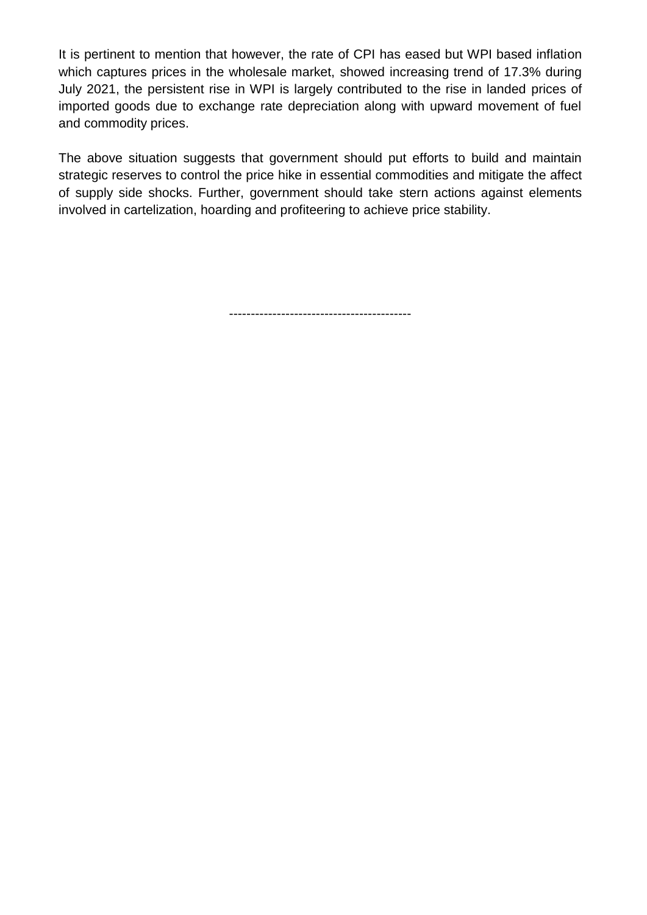It is pertinent to mention that however, the rate of CPI has eased but WPI based inflation which captures prices in the wholesale market, showed increasing trend of 17.3% during July 2021, the persistent rise in WPI is largely contributed to the rise in landed prices of imported goods due to exchange rate depreciation along with upward movement of fuel and commodity prices.

The above situation suggests that government should put efforts to build and maintain strategic reserves to control the price hike in essential commodities and mitigate the affect of supply side shocks. Further, government should take stern actions against elements involved in cartelization, hoarding and profiteering to achieve price stability.

------------------------------------------